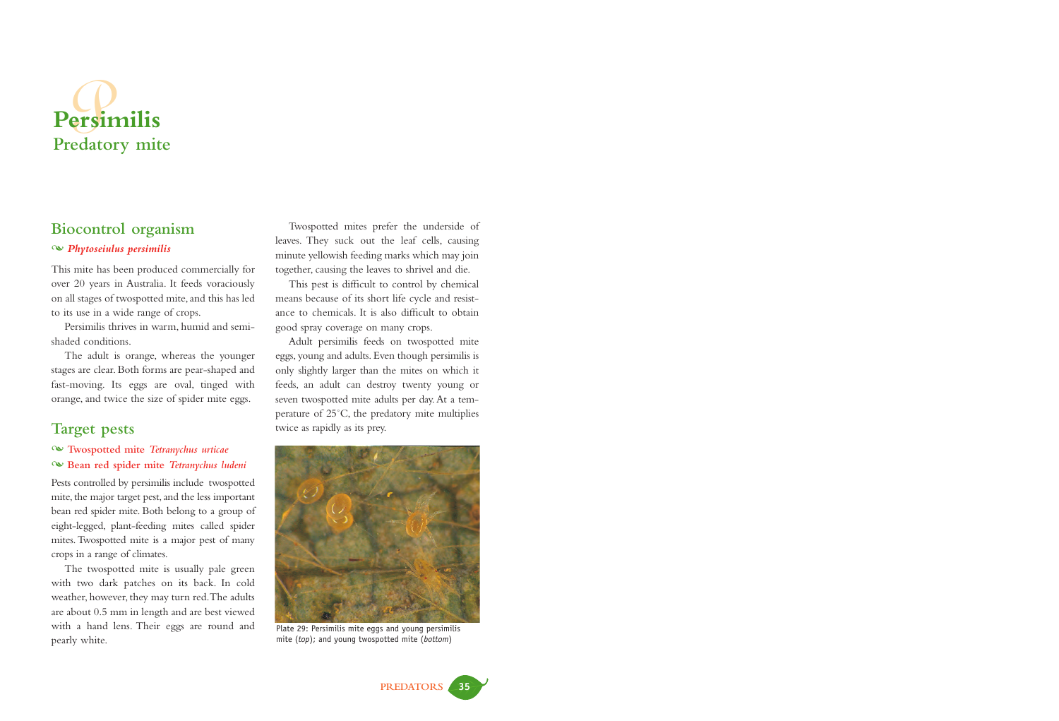# Persimilis
## Predatory mite

### Biocontrol organism

*Phytoseiulus persimilis*

This mite has been produced commercially for over 20 years in Australia. It feeds voraciously on all stages of twospotted mite, and this has led to its use in a wide range of crops.

Persimilis thrives in warm, humid and semi-shaded conditions.

The adult is orange, whereas the younger stages are clear. Both forms are pear-shaped and fast-moving. Its eggs are oval, tinged with orange, and twice the size of spider mite eggs.

### Target pests

**Twospotted mite** *Tetranychus urticae*

**Bean red spider mite** *Tetranychus ludeni*

Pests controlled by persimilis include twospotted mite, the major target pest, and the less important bean red spider mite. Both belong to a group of eight-legged, plant-feeding mites called spider mites. Twospotted mite is a major pest of many crops in a range of climates.

The twospotted mite is usually pale green with two dark patches on its back. In cold weather, however, they may turn red. The adults are about 0.5 mm in length and are best viewed with a hand lens. Their eggs are round and pearly white.

Twospotted mites prefer the underside of leaves. They suck out the leaf cells, causing minute yellowish feeding marks which may join together, causing the leaves to shrivel and die.

This pest is difficult to control by chemical means because of its short life cycle and resistance to chemicals. It is also difficult to obtain good spray coverage on many crops.

Adult persimilis feeds on twospotted mite eggs, young and adults. Even though persimilis is only slightly larger than the mites on which it feeds, an adult can destroy twenty young or seven twospotted mite adults per day. At a temperature of 25°C, the predatory mite multiplies twice as rapidly as its prey.

Plate 29: Persimilis mite eggs and young persimilis mite (*top*); and young twospotted mite (*bottom*)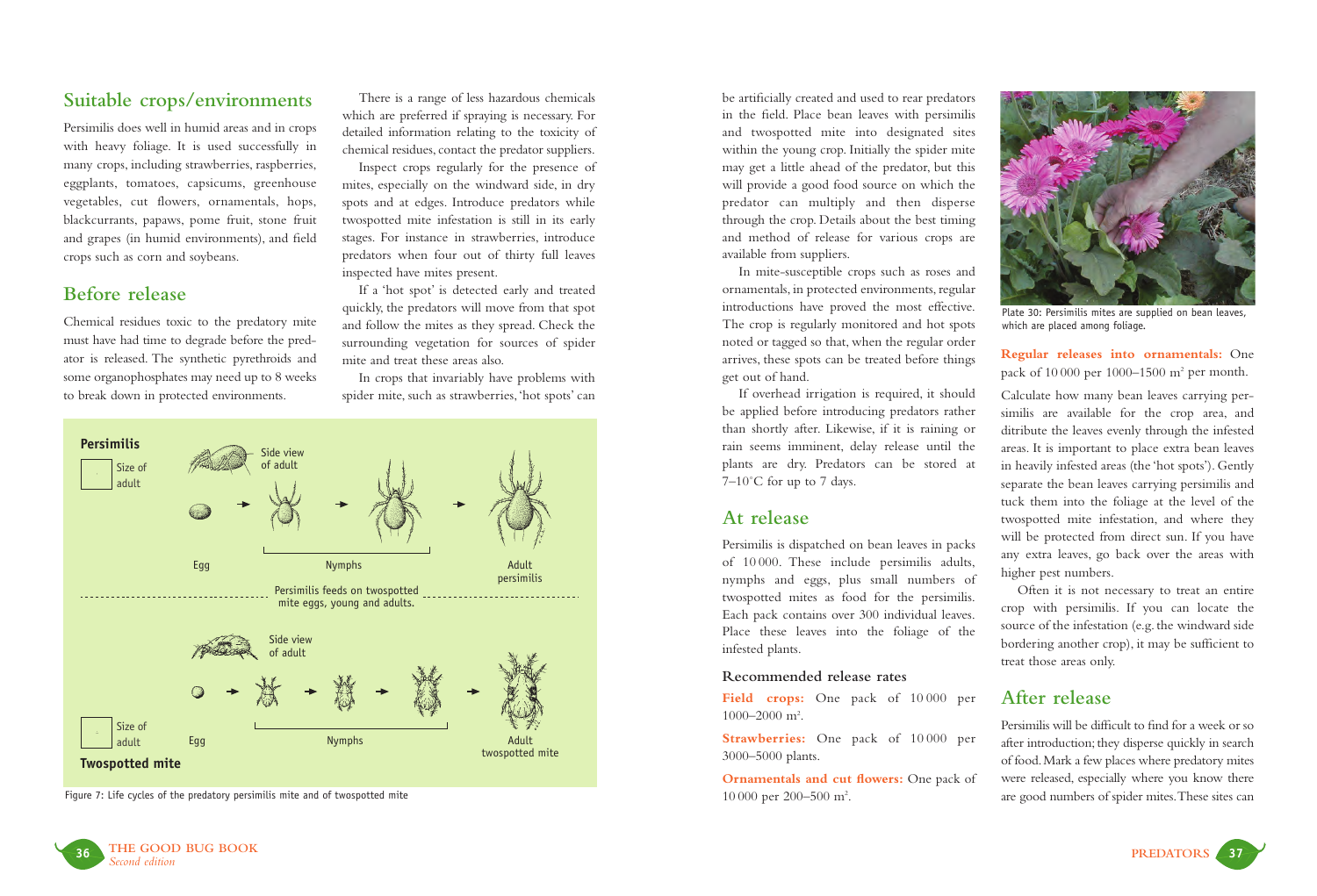## Suitable crops/environments

Persimilis does well in humid areas and in crops with heavy foliage. It is used successfully in many crops, including strawberries, raspberries, eggplants, tomatoes, capsicums, greenhouse vegetables, cut flowers, ornamentals, hops, blackcurrants, papaws, pome fruit, stone fruit and grapes (in humid environments), and field crops such as corn and soybeans.

## Before release

Chemical residues toxic to the predatory mite must have had time to degrade before the predator is released. The synthetic pyrethroids and some organophosphates may need up to 8 weeks to break down in protected environments.

There is a range of less hazardous chemicals which are preferred if spraying is necessary. For detailed information relating to the toxicity of chemical residues, contact the predator suppliers.

Inspect crops regularly for the presence of mites, especially on the windward side, in dry spots and at edges. Introduce predators while twospotted mite infestation is still in its early stages. For instance in strawberries, introduce predators when four out of thirty full leaves inspected have mites present.

If a 'hot spot' is detected early and treated quickly, the predators will move from that spot and follow the mites as they spread. Check the surrounding vegetation for sources of spider mite and treat these areas also.

In crops that invariably have problems with spider mite, such as strawberries, 'hot spots' can be artificially created and used to rear predators in the field. Place bean leaves with persimilis and twospotted mite into designated sites within the young crop. Initially the spider mite may get a little ahead of the predator, but this will provide a good food source on which the predator can multiply and then disperse through the crop. Details about the best timing and method of release for various crops are available from suppliers.

In mite-susceptible crops such as roses and ornamentals, in protected environments, regular introductions have proved the most effective. The crop is regularly monitored and hot spots noted or tagged so that, when the regular order arrives, these spots can be treated before things get out of hand.

If overhead irrigation is required, it should be applied before introducing predators rather than shortly after. Likewise, if it is raining or rain seems imminent, delay release until the plants are dry. Predators can be stored at 7–10°C for up to 7 days.

**Persimilis** — Size of adult — Side view of adult — Egg — Nymphs — Adult persimilis

Persimilis feeds on twospotted mite eggs, young and adults.

**Twospotted mite** — Size of adult — Side view of adult — Egg — Nymphs — Adult twospotted mite

Figure 7: Life cycles of the predatory persimilis mite and of twospotted mite

## At release

Persimilis is dispatched on bean leaves in packs of 10 000. These include persimilis adults, nymphs and eggs, plus small numbers of twospotted mites as food for the persimilis. Each pack contains over 300 individual leaves. Place these leaves into the foliage of the infested plants.

### Recommended release rates

**Field crops:** One pack of 10 000 per 1000–2000 m$^2$.

**Strawberries:** One pack of 10 000 per 3000–5000 plants.

**Ornamentals and cut flowers:** One pack of 10 000 per 200–500 m$^2$.

Plate 30: Persimilis mites are supplied on bean leaves, which are placed among foliage.

**Regular releases into ornamentals:** One pack of 10 000 per 1000–1500 m$^2$ per month.

Calculate how many bean leaves carrying persimilis are available for the crop area, and ditribute the leaves evenly through the infested areas. It is important to place extra bean leaves in heavily infested areas (the 'hot spots'). Gently separate the bean leaves carrying persimilis and tuck them into the foliage at the level of the twospotted mite infestation, and where they will be protected from direct sun. If you have any extra leaves, go back over the areas with higher pest numbers.

Often it is not necessary to treat an entire crop with persimilis. If you can locate the source of the infestation (e.g. the windward side bordering another crop), it may be sufficient to treat those areas only.

## After release

Persimilis will be difficult to find for a week or so after introduction; they disperse quickly in search of food. Mark a few places where predatory mites were released, especially where you know there are good numbers of spider mites. These sites can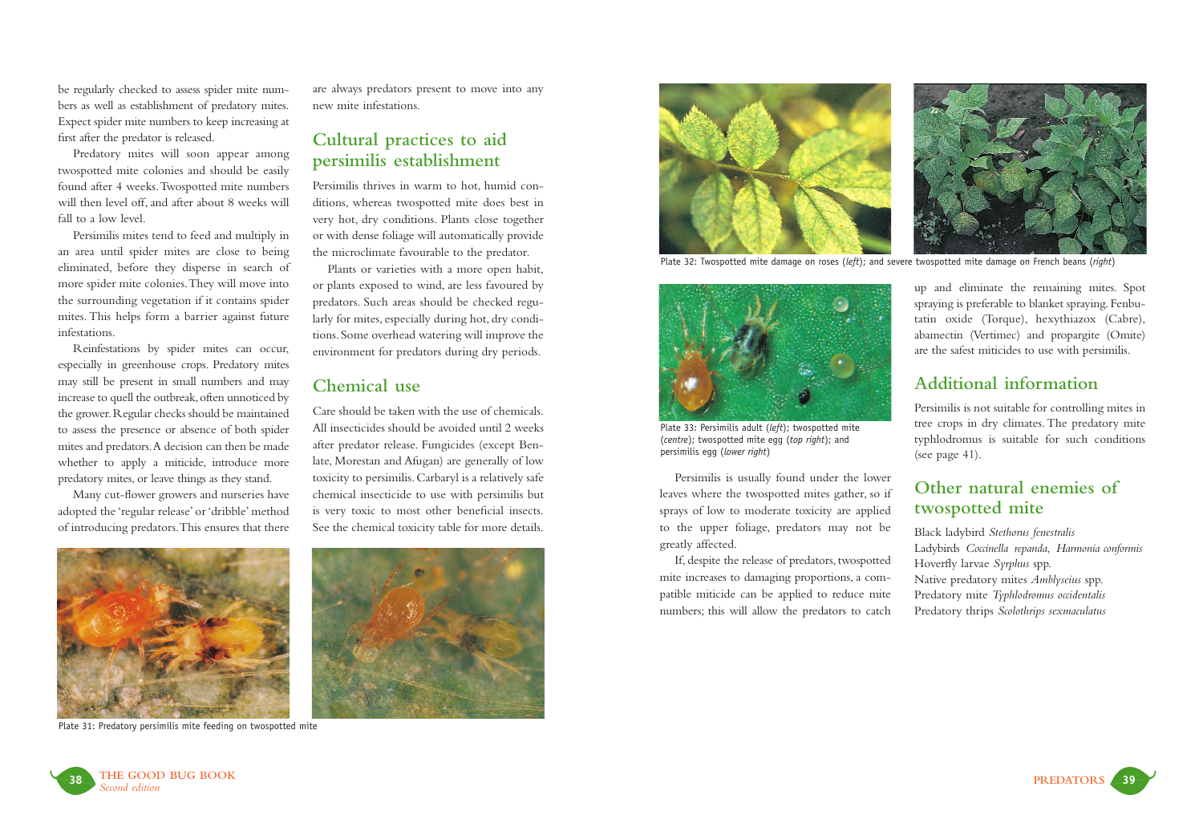be regularly checked to assess spider mite numbers as well as establishment of predatory mites. Expect spider mite numbers to keep increasing at first after the predator is released.

Predatory mites will soon appear among twospotted mite colonies and should be easily found after 4 weeks. Twospotted mite numbers will then level off, and after about 8 weeks will fall to a low level.

Persimilis mites tend to feed and multiply in an area until spider mites are close to being eliminated, before they disperse in search of more spider mite colonies. They will move into the surrounding vegetation if it contains spider mites. This helps form a barrier against future infestations.

Reinfestations by spider mites can occur, especially in greenhouse crops. Predatory mites may still be present in small numbers and may increase to quell the outbreak, often unnoticed by the grower. Regular checks should be maintained to assess the presence or absence of both spider mites and predators. A decision can then be made whether to apply a miticide, introduce more predatory mites, or leave things as they stand.

Many cut-flower growers and nurseries have adopted the 'regular release' or 'dribble' method of introducing predators. This ensures that there are always predators present to move into any new mite infestations.

## Cultural practices to aid persimilis establishment

Persimilis thrives in warm to hot, humid conditions, whereas twospotted mite does best in very hot, dry conditions. Plants close together or with dense foliage will automatically provide the microclimate favourable to the predator.

Plants or varieties with a more open habit, or plants exposed to wind, are less favoured by predators. Such areas should be checked regularly for mites, especially during hot, dry conditions. Some overhead watering will improve the environment for predators during dry periods.

## Chemical use

Care should be taken with the use of chemicals. All insecticides should be avoided until 2 weeks after predator release. Fungicides (except Benlate, Morestan and Afugan) are generally of low toxicity to persimilis. Carbaryl is a relatively safe chemical insecticide to use with persimilis but is very toxic to most other beneficial insects. See the chemical toxicity table for more details.

Plate 31: Predatory persimilis mite feeding on twospotted mite

Plate 32: Twospotted mite damage on roses (*left*); and severe twospotted mite damage on French beans (*right*)

Plate 33: Persimilis adult (*left*); twospotted mite (*centre*); twospotted mite egg (*top right*); and persimilis egg (*lower right*)

Persimilis is usually found under the lower leaves where the twospotted mites gather, so if sprays of low to moderate toxicity are applied to the upper foliage, predators may not be greatly affected.

If, despite the release of predators, twospotted mite increases to damaging proportions, a compatible miticide can be applied to reduce mite numbers; this will allow the predators to catch up and eliminate the remaining mites. Spot spraying is preferable to blanket spraying. Fenbutatin oxide (Torque), hexythiazox (Cabre), abamectin (Vertimec) and propargite (Omite) are the safest miticides to use with persimilis.

## Additional information

Persimilis is not suitable for controlling mites in tree crops in dry climates. The predatory mite typhlodromus is suitable for such conditions (see page 41).

## Other natural enemies of twospotted mite

Black ladybird *Stethorus fenestralis*
Ladybirds *Coccinella repanda*, *Harmonia conformis*
Hoverfly larvae *Syrphus* spp.
Native predatory mites *Amblyseius* spp.
Predatory mite *Typhlodromus occidentalis*
Predatory thrips *Scolothrips sexmaculatus*